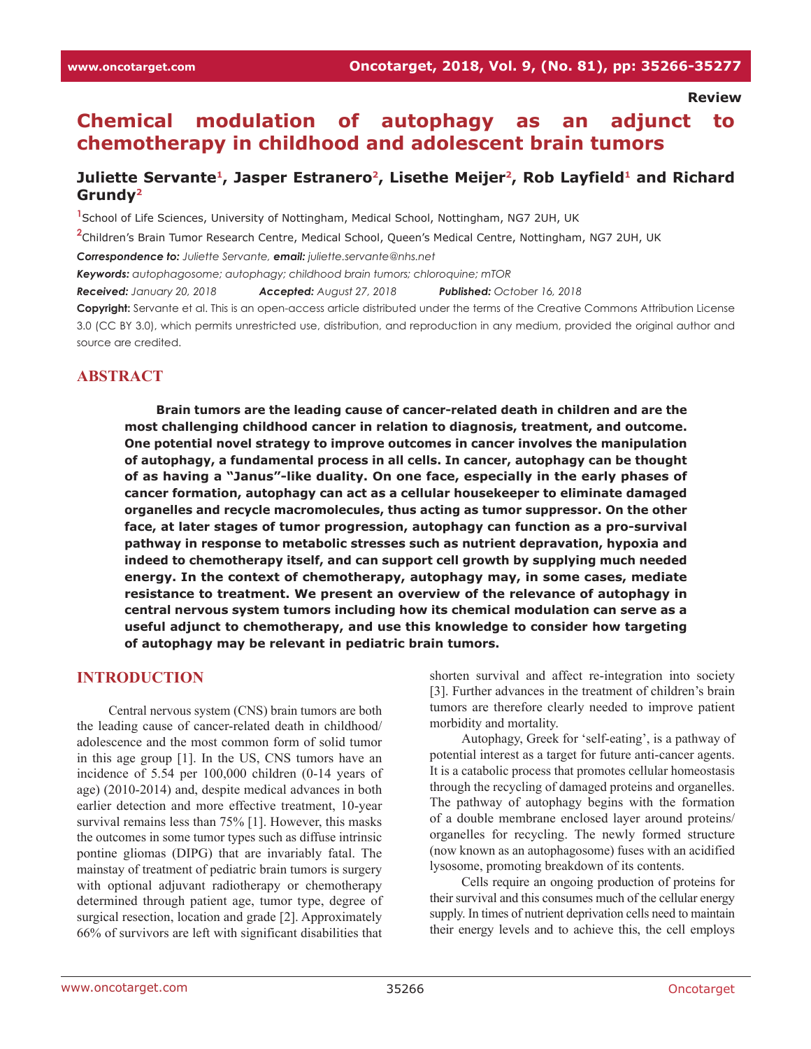Review

# Chemical modulation of autophagy as an adjunct to chemotherapy in childhood and adolescent brain tumors

**Juliette Servante[1], Jasper Estranero[2], Lisethe Meijer[2], Rob Layfield[1] and Richard Grundy[2]**

[1]School of Life Sciences, University of Nottingham, Medical School, Nottingham, NG7 2UH, UK

[2]Children's Brain Tumor Research Centre, Medical School, Queen's Medical Centre, Nottingham, NG7 2UH, UK

***Correspondence to:*** *Juliette Servante,* ***email:*** *juliette.servante@nhs.net*

***Keywords:*** *autophagosome; autophagy; childhood brain tumors; chloroquine; mTOR*

***Received:*** *January 20, 2018* ***Accepted:*** *August 27, 2018* ***Published:*** *October 16, 2018*

**Copyright:** Servante et al. This is an open-access article distributed under the terms of the Creative Commons Attribution License 3.0 (CC BY 3.0), which permits unrestricted use, distribution, and reproduction in any medium, provided the original author and source are credited.

## ABSTRACT

**Brain tumors are the leading cause of cancer-related death in children and are the most challenging childhood cancer in relation to diagnosis, treatment, and outcome. One potential novel strategy to improve outcomes in cancer involves the manipulation of autophagy, a fundamental process in all cells. In cancer, autophagy can be thought of as having a "Janus"-like duality. On one face, especially in the early phases of cancer formation, autophagy can act as a cellular housekeeper to eliminate damaged organelles and recycle macromolecules, thus acting as tumor suppressor. On the other face, at later stages of tumor progression, autophagy can function as a pro-survival pathway in response to metabolic stresses such as nutrient depravation, hypoxia and indeed to chemotherapy itself, and can support cell growth by supplying much needed energy. In the context of chemotherapy, autophagy may, in some cases, mediate resistance to treatment. We present an overview of the relevance of autophagy in central nervous system tumors including how its chemical modulation can serve as a useful adjunct to chemotherapy, and use this knowledge to consider how targeting of autophagy may be relevant in pediatric brain tumors.**

## INTRODUCTION

Central nervous system (CNS) brain tumors are both the leading cause of cancer-related death in childhood/adolescence and the most common form of solid tumor in this age group [1]. In the US, CNS tumors have an incidence of 5.54 per 100,000 children (0-14 years of age) (2010-2014) and, despite medical advances in both earlier detection and more effective treatment, 10-year survival remains less than 75% [1]. However, this masks the outcomes in some tumor types such as diffuse intrinsic pontine gliomas (DIPG) that are invariably fatal. The mainstay of treatment of pediatric brain tumors is surgery with optional adjuvant radiotherapy or chemotherapy determined through patient age, tumor type, degree of surgical resection, location and grade [2]. Approximately 66% of survivors are left with significant disabilities that shorten survival and affect re-integration into society [3]. Further advances in the treatment of children's brain tumors are therefore clearly needed to improve patient morbidity and mortality.

Autophagy, Greek for 'self-eating', is a pathway of potential interest as a target for future anti-cancer agents. It is a catabolic process that promotes cellular homeostasis through the recycling of damaged proteins and organelles. The pathway of autophagy begins with the formation of a double membrane enclosed layer around proteins/organelles for recycling. The newly formed structure (now known as an autophagosome) fuses with an acidified lysosome, promoting breakdown of its contents.

Cells require an ongoing production of proteins for their survival and this consumes much of the cellular energy supply. In times of nutrient deprivation cells need to maintain their energy levels and to achieve this, the cell employs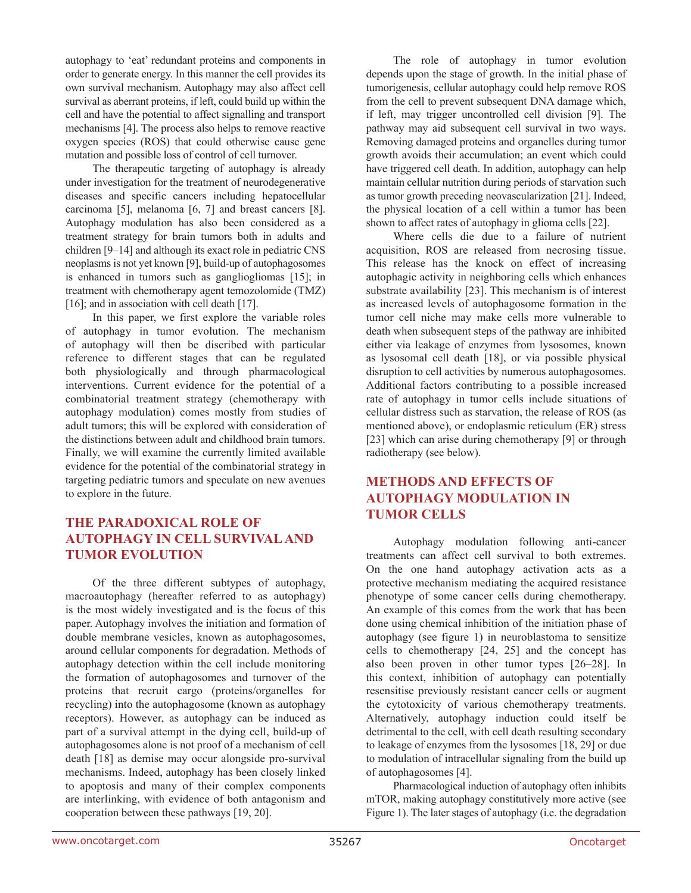autophagy to 'eat' redundant proteins and components in order to generate energy. In this manner the cell provides its own survival mechanism. Autophagy may also affect cell survival as aberrant proteins, if left, could build up within the cell and have the potential to affect signalling and transport mechanisms [4]. The process also helps to remove reactive oxygen species (ROS) that could otherwise cause gene mutation and possible loss of control of cell turnover.

The therapeutic targeting of autophagy is already under investigation for the treatment of neurodegenerative diseases and specific cancers including hepatocellular carcinoma [5], melanoma [6, 7] and breast cancers [8]. Autophagy modulation has also been considered as a treatment strategy for brain tumors both in adults and children [9–14] and although its exact role in pediatric CNS neoplasms is not yet known [9], build-up of autophagosomes is enhanced in tumors such as gangliogliomas [15]; in treatment with chemotherapy agent temozolomide (TMZ) [16]; and in association with cell death [17].

In this paper, we first explore the variable roles of autophagy in tumor evolution. The mechanism of autophagy will then be discribed with particular reference to different stages that can be regulated both physiologically and through pharmacological interventions. Current evidence for the potential of a combinatorial treatment strategy (chemotherapy with autophagy modulation) comes mostly from studies of adult tumors; this will be explored with consideration of the distinctions between adult and childhood brain tumors. Finally, we will examine the currently limited available evidence for the potential of the combinatorial strategy in targeting pediatric tumors and speculate on new avenues to explore in the future.

## THE PARADOXICAL ROLE OF AUTOPHAGY IN CELL SURVIVAL AND TUMOR EVOLUTION

Of the three different subtypes of autophagy, macroautophagy (hereafter referred to as autophagy) is the most widely investigated and is the focus of this paper. Autophagy involves the initiation and formation of double membrane vesicles, known as autophagosomes, around cellular components for degradation. Methods of autophagy detection within the cell include monitoring the formation of autophagosomes and turnover of the proteins that recruit cargo (proteins/organelles for recycling) into the autophagosome (known as autophagy receptors). However, as autophagy can be induced as part of a survival attempt in the dying cell, build-up of autophagosomes alone is not proof of a mechanism of cell death [18] as demise may occur alongside pro-survival mechanisms. Indeed, autophagy has been closely linked to apoptosis and many of their complex components are interlinking, with evidence of both antagonism and cooperation between these pathways [19, 20].

The role of autophagy in tumor evolution depends upon the stage of growth. In the initial phase of tumorigenesis, cellular autophagy could help remove ROS from the cell to prevent subsequent DNA damage which, if left, may trigger uncontrolled cell division [9]. The pathway may aid subsequent cell survival in two ways. Removing damaged proteins and organelles during tumor growth avoids their accumulation; an event which could have triggered cell death. In addition, autophagy can help maintain cellular nutrition during periods of starvation such as tumor growth preceding neovascularization [21]. Indeed, the physical location of a cell within a tumor has been shown to affect rates of autophagy in glioma cells [22].

Where cells die due to a failure of nutrient acquisition, ROS are released from necrosing tissue. This release has the knock on effect of increasing autophagic activity in neighboring cells which enhances substrate availability [23]. This mechanism is of interest as increased levels of autophagosome formation in the tumor cell niche may make cells more vulnerable to death when subsequent steps of the pathway are inhibited either via leakage of enzymes from lysosomes, known as lysosomal cell death [18], or via possible physical disruption to cell activities by numerous autophagosomes. Additional factors contributing to a possible increased rate of autophagy in tumor cells include situations of cellular distress such as starvation, the release of ROS (as mentioned above), or endoplasmic reticulum (ER) stress [23] which can arise during chemotherapy [9] or through radiotherapy (see below).

## METHODS AND EFFECTS OF AUTOPHAGY MODULATION IN TUMOR CELLS

Autophagy modulation following anti-cancer treatments can affect cell survival to both extremes. On the one hand autophagy activation acts as a protective mechanism mediating the acquired resistance phenotype of some cancer cells during chemotherapy. An example of this comes from the work that has been done using chemical inhibition of the initiation phase of autophagy (see figure 1) in neuroblastoma to sensitize cells to chemotherapy [24, 25] and the concept has also been proven in other tumor types [26–28]. In this context, inhibition of autophagy can potentially resensitise previously resistant cancer cells or augment the cytotoxicity of various chemotherapy treatments. Alternatively, autophagy induction could itself be detrimental to the cell, with cell death resulting secondary to leakage of enzymes from the lysosomes [18, 29] or due to modulation of intracellular signaling from the build up of autophagosomes [4].

Pharmacological induction of autophagy often inhibits mTOR, making autophagy constitutively more active (see Figure 1). The later stages of autophagy (i.e. the degradation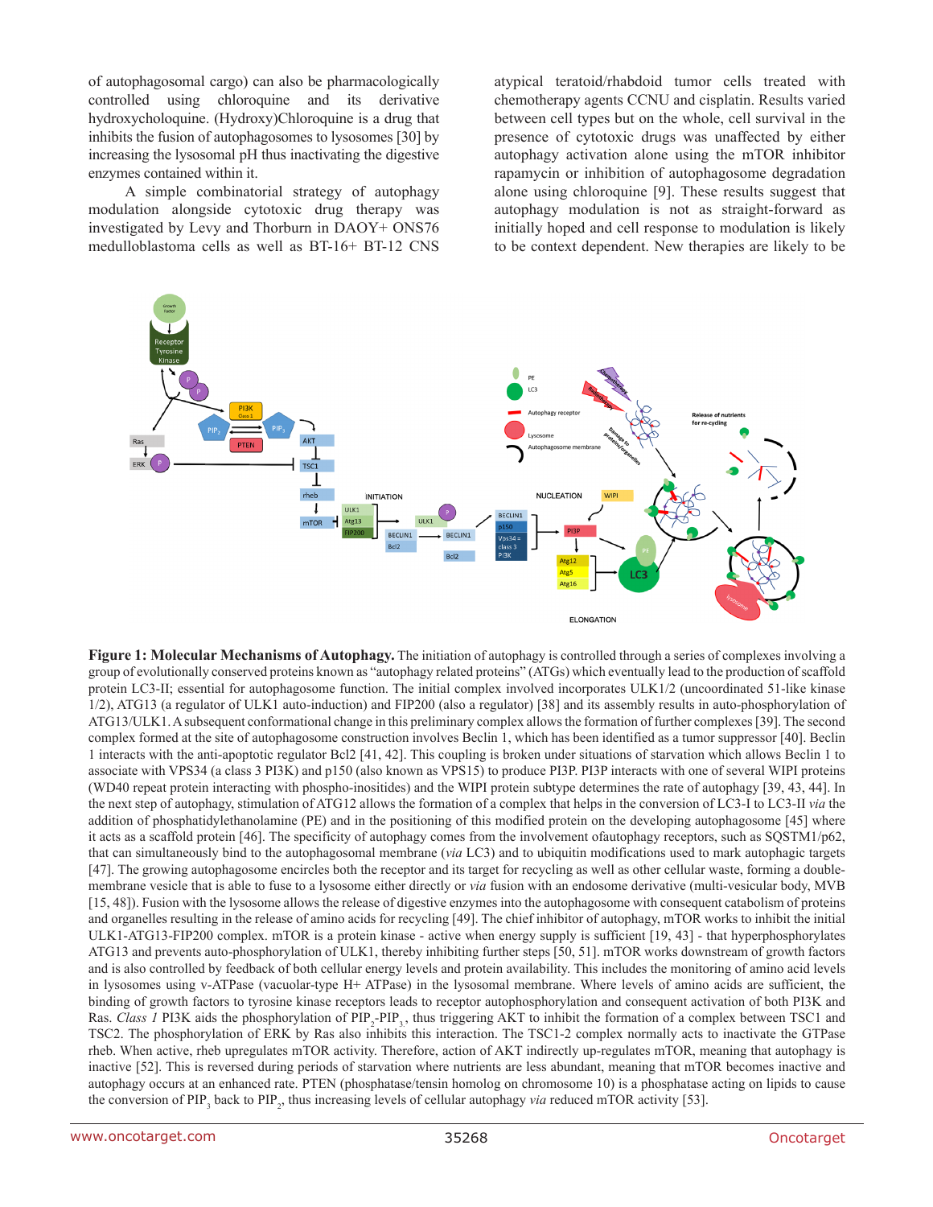of autophagosomal cargo) can also be pharmacologically controlled using chloroquine and its derivative hydroxychloroquine. (Hydroxy)Chloroquine is a drug that inhibits the fusion of autophagosomes to lysosomes [30] by increasing the lysosomal pH thus inactivating the digestive enzymes contained within it.

A simple combinatorial strategy of autophagy modulation alongside cytotoxic drug therapy was investigated by Levy and Thorburn in DAOY+ ONS76 medulloblastoma cells as well as BT-16+ BT-12 CNS atypical teratoid/rhabdoid tumor cells treated with chemotherapy agents CCNU and cisplatin. Results varied between cell types but on the whole, cell survival in the presence of cytotoxic drugs was unaffected by either autophagy activation alone using the mTOR inhibitor rapamycin or inhibition of autophagosome degradation alone using chloroquine [9]. These results suggest that autophagy modulation is not as straight-forward as initially hoped and cell response to modulation is likely to be context dependent. New therapies are likely to be

**Figure 1: Molecular Mechanisms of Autophagy.** The initiation of autophagy is controlled through a series of complexes involving a group of evolutionally conserved proteins known as "autophagy related proteins" (ATGs) which eventually lead to the production of scaffold protein LC3-II; essential for autophagosome function. The initial complex involved incorporates ULK1/2 (uncoordinated 51-like kinase 1/2), ATG13 (a regulator of ULK1 auto-induction) and FIP200 (also a regulator) [38] and its assembly results in auto-phosphorylation of ATG13/ULK1. A subsequent conformational change in this preliminary complex allows the formation of further complexes [39]. The second complex formed at the site of autophagosome construction involves Beclin 1, which has been identified as a tumor suppressor [40]. Beclin 1 interacts with the anti-apoptotic regulator Bcl2 [41, 42]. This coupling is broken under situations of starvation which allows Beclin 1 to associate with VPS34 (a class 3 PI3K) and p150 (also known as VPS15) to produce PI3P. PI3P interacts with one of several WIPI proteins (WD40 repeat protein interacting with phospho-inositides) and the WIPI protein subtype determines the rate of autophagy [39, 43, 44]. In the next step of autophagy, stimulation of ATG12 allows the formation of a complex that helps in the conversion of LC3-I to LC3-II *via* the addition of phosphatidylethanolamine (PE) and in the positioning of this modified protein on the developing autophagosome [45] where it acts as a scaffold protein [46]. The specificity of autophagy comes from the involvement ofautophagy receptors, such as SQSTM1/p62, that can simultaneously bind to the autophagosomal membrane (*via* LC3) and to ubiquitin modifications used to mark autophagic targets [47]. The growing autophagosome encircles both the receptor and its target for recycling as well as other cellular waste, forming a double-membrane vesicle that is able to fuse to a lysosome either directly or *via* fusion with an endosome derivative (multi-vesicular body, MVB [15, 48]). Fusion with the lysosome allows the release of digestive enzymes into the autophagosome with consequent catabolism of proteins and organelles resulting in the release of amino acids for recycling [49]. The chief inhibitor of autophagy, mTOR works to inhibit the initial ULK1-ATG13-FIP200 complex. mTOR is a protein kinase - active when energy supply is sufficient [19, 43] - that hyperphosphorylates ATG13 and prevents auto-phosphorylation of ULK1, thereby inhibiting further steps [50, 51]. mTOR works downstream of growth factors and is also controlled by feedback of both cellular energy levels and protein availability. This includes the monitoring of amino acid levels in lysosomes using v-ATPase (vacuolar-type H+ ATPase) in the lysosomal membrane. Where levels of amino acids are sufficient, the binding of growth factors to tyrosine kinase receptors leads to receptor autophosphorylation and consequent activation of both PI3K and Ras. *Class 1* PI3K aids the phosphorylation of $PIP_2$-$PIP_3$, thus triggering AKT to inhibit the formation of a complex between TSC1 and TSC2. The phosphorylation of ERK by Ras also inhibits this interaction. The TSC1-2 complex normally acts to inactivate the GTPase rheb. When active, rheb upregulates mTOR activity. Therefore, action of AKT indirectly up-regulates mTOR, meaning that autophagy is inactive [52]. This is reversed during periods of starvation where nutrients are less abundant, meaning that mTOR becomes inactive and autophagy occurs at an enhanced rate. PTEN (phosphatase/tensin homolog on chromosome 10) is a phosphatase acting on lipids to cause the conversion of $PIP_3$ back to $PIP_2$, thus increasing levels of cellular autophagy *via* reduced mTOR activity [53].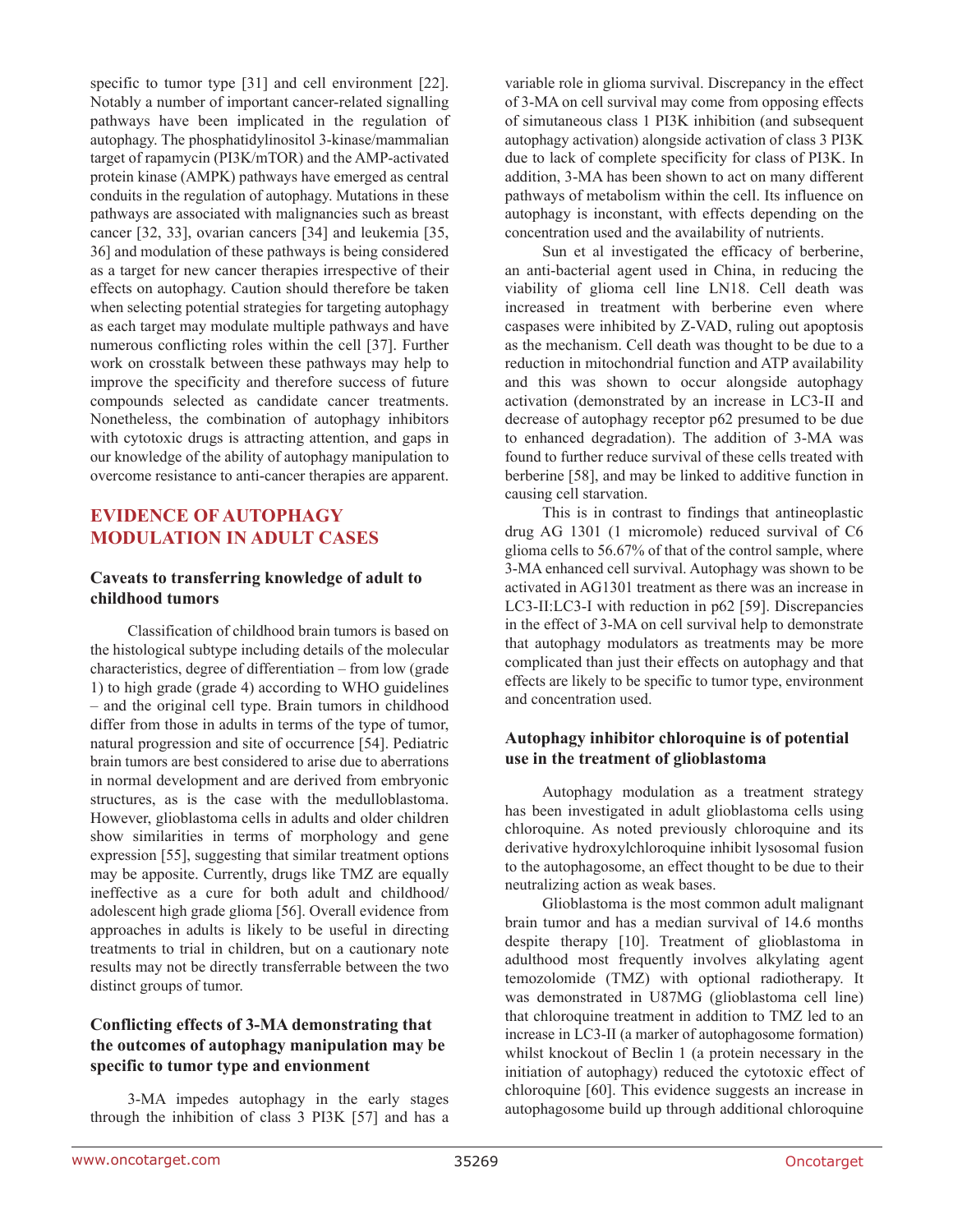specific to tumor type [31] and cell environment [22]. Notably a number of important cancer-related signalling pathways have been implicated in the regulation of autophagy. The phosphatidylinositol 3-kinase/mammalian target of rapamycin (PI3K/mTOR) and the AMP-activated protein kinase (AMPK) pathways have emerged as central conduits in the regulation of autophagy. Mutations in these pathways are associated with malignancies such as breast cancer [32, 33], ovarian cancers [34] and leukemia [35, 36] and modulation of these pathways is being considered as a target for new cancer therapies irrespective of their effects on autophagy. Caution should therefore be taken when selecting potential strategies for targeting autophagy as each target may modulate multiple pathways and have numerous conflicting roles within the cell [37]. Further work on crosstalk between these pathways may help to improve the specificity and therefore success of future compounds selected as candidate cancer treatments. Nonetheless, the combination of autophagy inhibitors with cytotoxic drugs is attracting attention, and gaps in our knowledge of the ability of autophagy manipulation to overcome resistance to anti-cancer therapies are apparent.

## EVIDENCE OF AUTOPHAGY MODULATION IN ADULT CASES

### Caveats to transferring knowledge of adult to childhood tumors

Classification of childhood brain tumors is based on the histological subtype including details of the molecular characteristics, degree of differentiation – from low (grade 1) to high grade (grade 4) according to WHO guidelines – and the original cell type. Brain tumors in childhood differ from those in adults in terms of the type of tumor, natural progression and site of occurrence [54]. Pediatric brain tumors are best considered to arise due to aberrations in normal development and are derived from embryonic structures, as is the case with the medulloblastoma. However, glioblastoma cells in adults and older children show similarities in terms of morphology and gene expression [55], suggesting that similar treatment options may be apposite. Currently, drugs like TMZ are equally ineffective as a cure for both adult and childhood/adolescent high grade glioma [56]. Overall evidence from approaches in adults is likely to be useful in directing treatments to trial in children, but on a cautionary note results may not be directly transferrable between the two distinct groups of tumor.

### Conflicting effects of 3-MA demonstrating that the outcomes of autophagy manipulation may be specific to tumor type and envionment

3-MA impedes autophagy in the early stages through the inhibition of class 3 PI3K [57] and has a variable role in glioma survival. Discrepancy in the effect of 3-MA on cell survival may come from opposing effects of simutaneous class 1 PI3K inhibition (and subsequent autophagy activation) alongside activation of class 3 PI3K due to lack of complete specificity for class of PI3K. In addition, 3-MA has been shown to act on many different pathways of metabolism within the cell. Its influence on autophagy is inconstant, with effects depending on the concentration used and the availability of nutrients.

Sun et al investigated the efficacy of berberine, an anti-bacterial agent used in China, in reducing the viability of glioma cell line LN18. Cell death was increased in treatment with berberine even where caspases were inhibited by Z-VAD, ruling out apoptosis as the mechanism. Cell death was thought to be due to a reduction in mitochondrial function and ATP availability and this was shown to occur alongside autophagy activation (demonstrated by an increase in LC3-II and decrease of autophagy receptor p62 presumed to be due to enhanced degradation). The addition of 3-MA was found to further reduce survival of these cells treated with berberine [58], and may be linked to additive function in causing cell starvation.

This is in contrast to findings that antineoplastic drug AG 1301 (1 micromole) reduced survival of C6 glioma cells to 56.67% of that of the control sample, where 3-MA enhanced cell survival. Autophagy was shown to be activated in AG1301 treatment as there was an increase in LC3-II:LC3-I with reduction in p62 [59]. Discrepancies in the effect of 3-MA on cell survival help to demonstrate that autophagy modulators as treatments may be more complicated than just their effects on autophagy and that effects are likely to be specific to tumor type, environment and concentration used.

### Autophagy inhibitor chloroquine is of potential use in the treatment of glioblastoma

Autophagy modulation as a treatment strategy has been investigated in adult glioblastoma cells using chloroquine. As noted previously chloroquine and its derivative hydroxylchloroquine inhibit lysosomal fusion to the autophagosome, an effect thought to be due to their neutralizing action as weak bases.

Glioblastoma is the most common adult malignant brain tumor and has a median survival of 14.6 months despite therapy [10]. Treatment of glioblastoma in adulthood most frequently involves alkylating agent temozolomide (TMZ) with optional radiotherapy. It was demonstrated in U87MG (glioblastoma cell line) that chloroquine treatment in addition to TMZ led to an increase in LC3-II (a marker of autophagosome formation) whilst knockout of Beclin 1 (a protein necessary in the initiation of autophagy) reduced the cytotoxic effect of chloroquine [60]. This evidence suggests an increase in autophagosome build up through additional chloroquine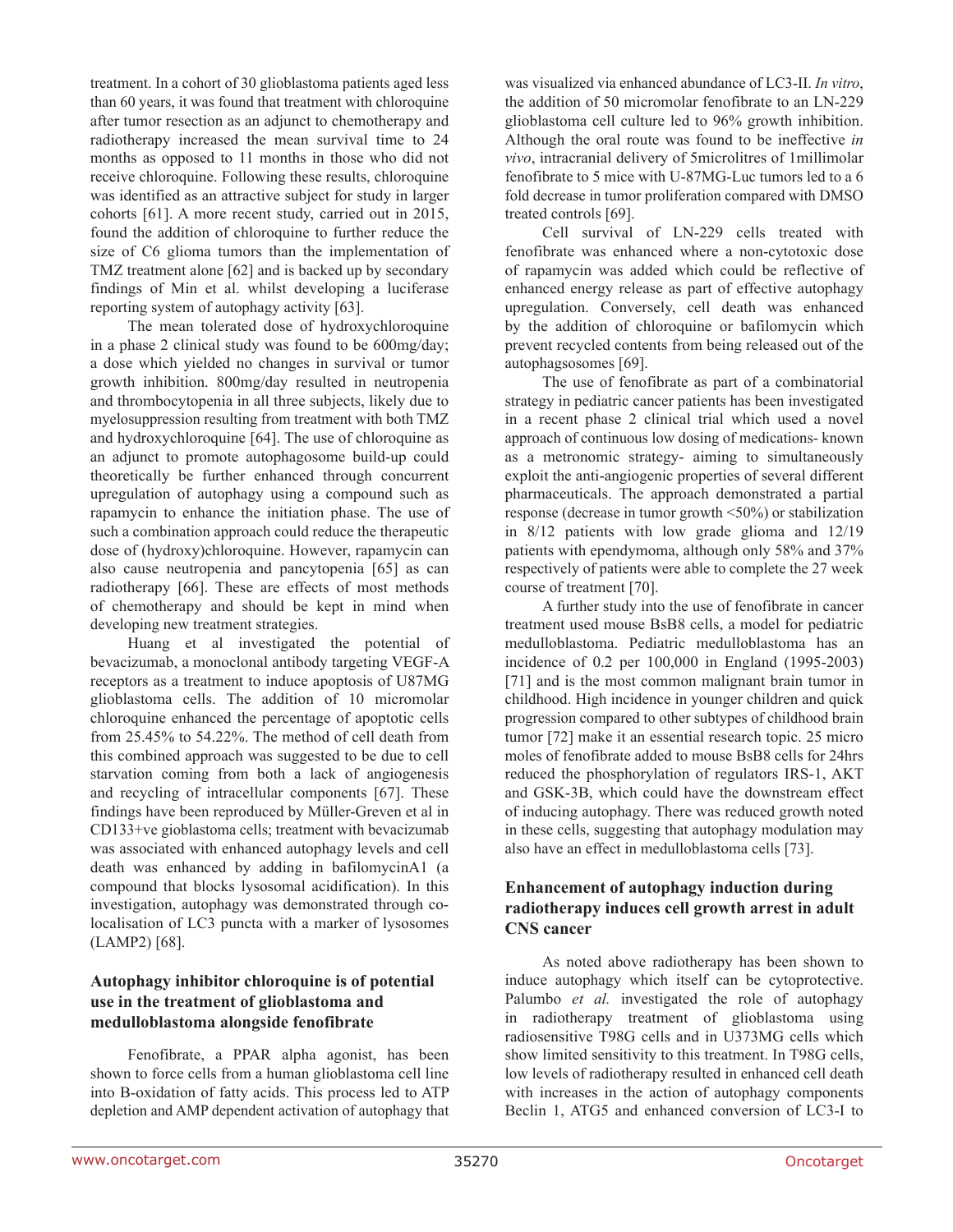treatment. In a cohort of 30 glioblastoma patients aged less than 60 years, it was found that treatment with chloroquine after tumor resection as an adjunct to chemotherapy and radiotherapy increased the mean survival time to 24 months as opposed to 11 months in those who did not receive chloroquine. Following these results, chloroquine was identified as an attractive subject for study in larger cohorts [61]. A more recent study, carried out in 2015, found the addition of chloroquine to further reduce the size of C6 glioma tumors than the implementation of TMZ treatment alone [62] and is backed up by secondary findings of Min et al. whilst developing a luciferase reporting system of autophagy activity [63].

The mean tolerated dose of hydroxychloroquine in a phase 2 clinical study was found to be 600mg/day; a dose which yielded no changes in survival or tumor growth inhibition. 800mg/day resulted in neutropenia and thrombocytopenia in all three subjects, likely due to myelosuppression resulting from treatment with both TMZ and hydroxychloroquine [64]. The use of chloroquine as an adjunct to promote autophagosome build-up could theoretically be further enhanced through concurrent upregulation of autophagy using a compound such as rapamycin to enhance the initiation phase. The use of such a combination approach could reduce the therapeutic dose of (hydroxy)chloroquine. However, rapamycin can also cause neutropenia and pancytopenia [65] as can radiotherapy [66]. These are effects of most methods of chemotherapy and should be kept in mind when developing new treatment strategies.

Huang et al investigated the potential of bevacizumab, a monoclonal antibody targeting VEGF-A receptors as a treatment to induce apoptosis of U87MG glioblastoma cells. The addition of 10 micromolar chloroquine enhanced the percentage of apoptotic cells from 25.45% to 54.22%. The method of cell death from this combined approach was suggested to be due to cell starvation coming from both a lack of angiogenesis and recycling of intracellular components [67]. These findings have been reproduced by Müller-Greven et al in CD133+ve gioblastoma cells; treatment with bevacizumab was associated with enhanced autophagy levels and cell death was enhanced by adding in bafilomycinA1 (a compound that blocks lysosomal acidification). In this investigation, autophagy was demonstrated through co-localisation of LC3 puncta with a marker of lysosomes (LAMP2) [68].

## Autophagy inhibitor chloroquine is of potential use in the treatment of glioblastoma and medulloblastoma alongside fenofibrate

Fenofibrate, a PPAR alpha agonist, has been shown to force cells from a human glioblastoma cell line into B-oxidation of fatty acids. This process led to ATP depletion and AMP dependent activation of autophagy that was visualized via enhanced abundance of LC3-II. *In vitro*, the addition of 50 micromolar fenofibrate to an LN-229 glioblastoma cell culture led to 96% growth inhibition. Although the oral route was found to be ineffective *in vivo*, intracranial delivery of 5microlitres of 1millimolar fenofibrate to 5 mice with U-87MG-Luc tumors led to a 6 fold decrease in tumor proliferation compared with DMSO treated controls [69].

Cell survival of LN-229 cells treated with fenofibrate was enhanced where a non-cytotoxic dose of rapamycin was added which could be reflective of enhanced energy release as part of effective autophagy upregulation. Conversely, cell death was enhanced by the addition of chloroquine or bafilomycin which prevent recycled contents from being released out of the autophagsosomes [69].

The use of fenofibrate as part of a combinatorial strategy in pediatric cancer patients has been investigated in a recent phase 2 clinical trial which used a novel approach of continuous low dosing of medications- known as a metronomic strategy- aiming to simultaneously exploit the anti-angiogenic properties of several different pharmaceuticals. The approach demonstrated a partial response (decrease in tumor growth <50%) or stabilization in 8/12 patients with low grade glioma and 12/19 patients with ependymoma, although only 58% and 37% respectively of patients were able to complete the 27 week course of treatment [70].

A further study into the use of fenofibrate in cancer treatment used mouse BsB8 cells, a model for pediatric medulloblastoma. Pediatric medulloblastoma has an incidence of 0.2 per 100,000 in England (1995-2003) [71] and is the most common malignant brain tumor in childhood. High incidence in younger children and quick progression compared to other subtypes of childhood brain tumor [72] make it an essential research topic. 25 micro moles of fenofibrate added to mouse BsB8 cells for 24hrs reduced the phosphorylation of regulators IRS-1, AKT and GSK-3B, which could have the downstream effect of inducing autophagy. There was reduced growth noted in these cells, suggesting that autophagy modulation may also have an effect in medulloblastoma cells [73].

## Enhancement of autophagy induction during radiotherapy induces cell growth arrest in adult CNS cancer

As noted above radiotherapy has been shown to induce autophagy which itself can be cytoprotective. Palumbo *et al.* investigated the role of autophagy in radiotherapy treatment of glioblastoma using radiosensitive T98G cells and in U373MG cells which show limited sensitivity to this treatment. In T98G cells, low levels of radiotherapy resulted in enhanced cell death with increases in the action of autophagy components Beclin 1, ATG5 and enhanced conversion of LC3-I to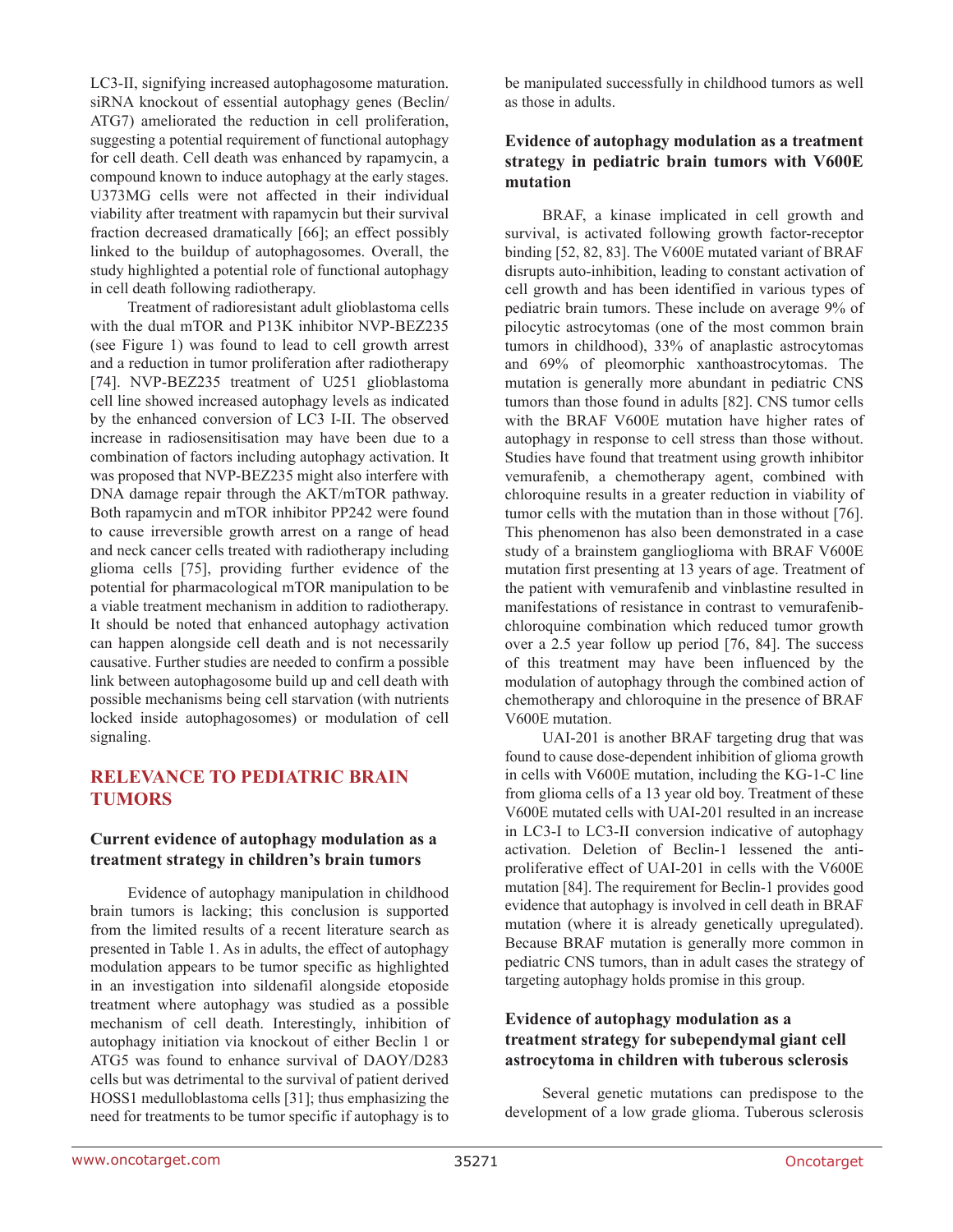LC3-II, signifying increased autophagosome maturation. siRNA knockout of essential autophagy genes (Beclin/ATG7) ameliorated the reduction in cell proliferation, suggesting a potential requirement of functional autophagy for cell death. Cell death was enhanced by rapamycin, a compound known to induce autophagy at the early stages. U373MG cells were not affected in their individual viability after treatment with rapamycin but their survival fraction decreased dramatically [66]; an effect possibly linked to the buildup of autophagosomes. Overall, the study highlighted a potential role of functional autophagy in cell death following radiotherapy.

Treatment of radioresistant adult glioblastoma cells with the dual mTOR and P13K inhibitor NVP-BEZ235 (see Figure 1) was found to lead to cell growth arrest and a reduction in tumor proliferation after radiotherapy [74]. NVP-BEZ235 treatment of U251 glioblastoma cell line showed increased autophagy levels as indicated by the enhanced conversion of LC3 I-II. The observed increase in radiosensitisation may have been due to a combination of factors including autophagy activation. It was proposed that NVP-BEZ235 might also interfere with DNA damage repair through the AKT/mTOR pathway. Both rapamycin and mTOR inhibitor PP242 were found to cause irreversible growth arrest on a range of head and neck cancer cells treated with radiotherapy including glioma cells [75], providing further evidence of the potential for pharmacological mTOR manipulation to be a viable treatment mechanism in addition to radiotherapy. It should be noted that enhanced autophagy activation can happen alongside cell death and is not necessarily causative. Further studies are needed to confirm a possible link between autophagosome build up and cell death with possible mechanisms being cell starvation (with nutrients locked inside autophagosomes) or modulation of cell signaling.

## RELEVANCE TO PEDIATRIC BRAIN TUMORS

### Current evidence of autophagy modulation as a treatment strategy in children's brain tumors

Evidence of autophagy manipulation in childhood brain tumors is lacking; this conclusion is supported from the limited results of a recent literature search as presented in Table 1. As in adults, the effect of autophagy modulation appears to be tumor specific as highlighted in an investigation into sildenafil alongside etoposide treatment where autophagy was studied as a possible mechanism of cell death. Interestingly, inhibition of autophagy initiation via knockout of either Beclin 1 or ATG5 was found to enhance survival of DAOY/D283 cells but was detrimental to the survival of patient derived HOSS1 medulloblastoma cells [31]; thus emphasizing the need for treatments to be tumor specific if autophagy is to be manipulated successfully in childhood tumors as well as those in adults.

### Evidence of autophagy modulation as a treatment strategy in pediatric brain tumors with V600E mutation

BRAF, a kinase implicated in cell growth and survival, is activated following growth factor-receptor binding [52, 82, 83]. The V600E mutated variant of BRAF disrupts auto-inhibition, leading to constant activation of cell growth and has been identified in various types of pediatric brain tumors. These include on average 9% of pilocytic astrocytomas (one of the most common brain tumors in childhood), 33% of anaplastic astrocytomas and 69% of pleomorphic xanthoastrocytomas. The mutation is generally more abundant in pediatric CNS tumors than those found in adults [82]. CNS tumor cells with the BRAF V600E mutation have higher rates of autophagy in response to cell stress than those without. Studies have found that treatment using growth inhibitor vemurafenib, a chemotherapy agent, combined with chloroquine results in a greater reduction in viability of tumor cells with the mutation than in those without [76]. This phenomenon has also been demonstrated in a case study of a brainstem ganglioglioma with BRAF V600E mutation first presenting at 13 years of age. Treatment of the patient with vemurafenib and vinblastine resulted in manifestations of resistance in contrast to vemurafenib-chloroquine combination which reduced tumor growth over a 2.5 year follow up period [76, 84]. The success of this treatment may have been influenced by the modulation of autophagy through the combined action of chemotherapy and chloroquine in the presence of BRAF V600E mutation.

UAI-201 is another BRAF targeting drug that was found to cause dose-dependent inhibition of glioma growth in cells with V600E mutation, including the KG-1-C line from glioma cells of a 13 year old boy. Treatment of these V600E mutated cells with UAI-201 resulted in an increase in LC3-I to LC3-II conversion indicative of autophagy activation. Deletion of Beclin-1 lessened the anti-proliferative effect of UAI-201 in cells with the V600E mutation [84]. The requirement for Beclin-1 provides good evidence that autophagy is involved in cell death in BRAF mutation (where it is already genetically upregulated). Because BRAF mutation is generally more common in pediatric CNS tumors, than in adult cases the strategy of targeting autophagy holds promise in this group.

### Evidence of autophagy modulation as a treatment strategy for subependymal giant cell astrocytoma in children with tuberous sclerosis

Several genetic mutations can predispose to the development of a low grade glioma. Tuberous sclerosis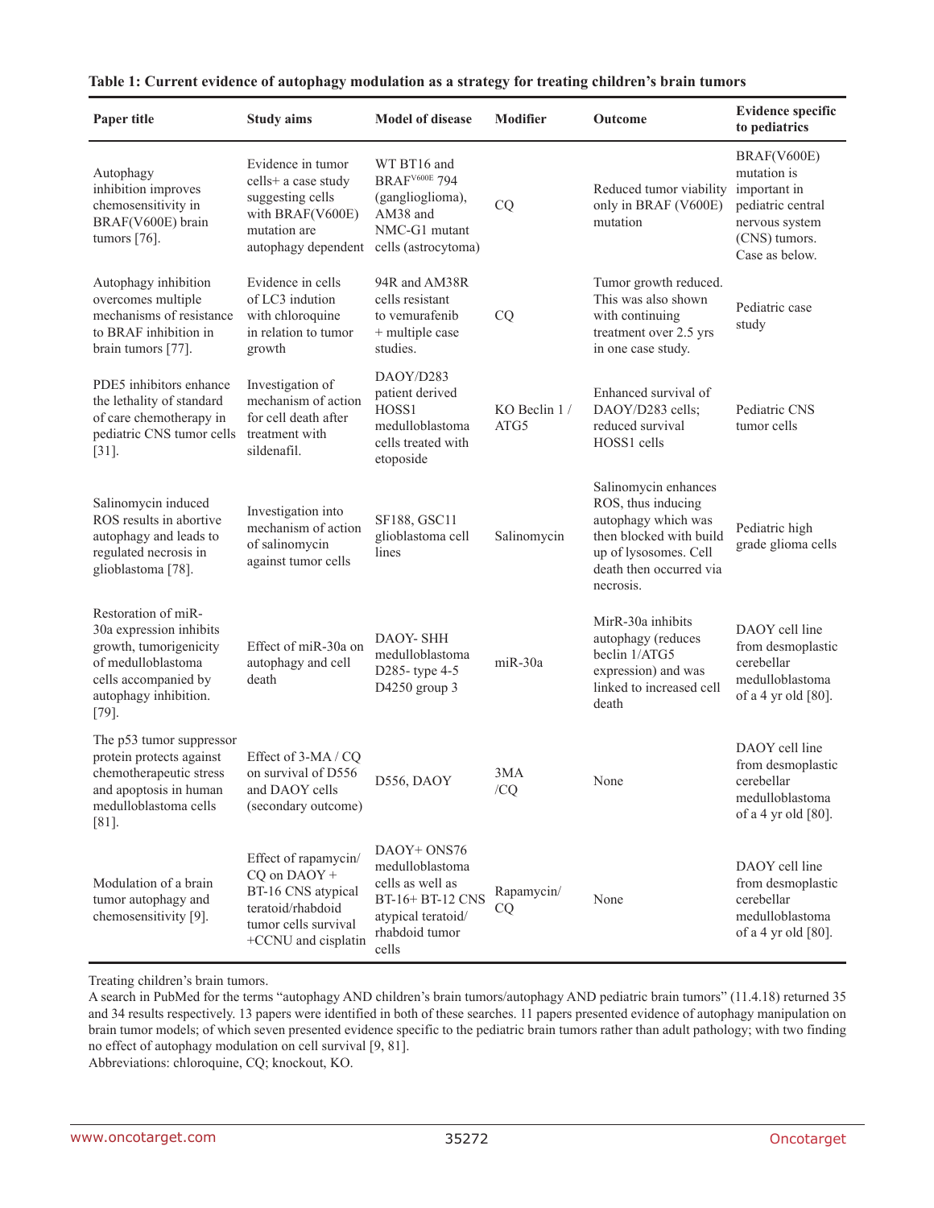**Table 1: Current evidence of autophagy modulation as a strategy for treating children's brain tumors**

| Paper title | Study aims | Model of disease | Modifier | Outcome | Evidence specific to pediatrics |
|---|---|---|---|---|---|
| Autophagy inhibition improves chemosensitivity in BRAF(V600E) brain tumors [76]. | Evidence in tumor cells+ a case study suggesting cells with BRAF(V600E) mutation are autophagy dependent | WT BT16 and BRAF$^{V600E}$ 794 (ganglioglioma), AM38 and NMC-G1 mutant cells (astrocytoma) | CQ | Reduced tumor viability only in BRAF (V600E) mutation | BRAF(V600E) mutation is important in pediatric central nervous system (CNS) tumors. Case as below. |
| Autophagy inhibition overcomes multiple mechanisms of resistance to BRAF inhibition in brain tumors [77]. | Evidence in cells of LC3 indution with chloroquine in relation to tumor growth | 94R and AM38R cells resistant to vemurafenib + multiple case studies. | CQ | Tumor growth reduced. This was also shown with continuing treatment over 2.5 yrs in one case study. | Pediatric case study |
| PDE5 inhibitors enhance the lethality of standard of care chemotherapy in pediatric CNS tumor cells [31]. | Investigation of mechanism of action for cell death after treatment with sildenafil. | DAOY/D283 patient derived HOSS1 medulloblastoma cells treated with etoposide | KO Beclin 1 / ATG5 | Enhanced survival of DAOY/D283 cells; reduced survival HOSS1 cells | Pediatric CNS tumor cells |
| Salinomycin induced ROS results in abortive autophagy and leads to regulated necrosis in glioblastoma [78]. | Investigation into mechanism of action of salinomycin against tumor cells | SF188, GSC11 glioblastoma cell lines | Salinomycin | Salinomycin enhances ROS, thus inducing autophagy which was then blocked with build up of lysosomes. Cell death then occurred via necrosis. | Pediatric high grade glioma cells |
| Restoration of miR-30a expression inhibits growth, tumorigenicity of medulloblastoma cells accompanied by autophagy inhibition. [79]. | Effect of miR-30a on autophagy and cell death | DAOY- SHH medulloblastoma D285- type 4-5 D4250 group 3 | miR-30a | MirR-30a inhibits autophagy (reduces beclin 1/ATG5 expression) and was linked to increased cell death | DAOY cell line from desmoplastic cerebellar medulloblastoma of a 4 yr old [80]. |
| The p53 tumor suppressor protein protects against chemotherapeutic stress and apoptosis in human medulloblastoma cells [81]. | Effect of 3-MA / CQ on survival of D556 and DAOY cells (secondary outcome) | D556, DAOY | 3MA /CQ | None | DAOY cell line from desmoplastic cerebellar medulloblastoma of a 4 yr old [80]. |
| Modulation of a brain tumor autophagy and chemosensitivity [9]. | Effect of rapamycin/ CQ on DAOY + BT-16 CNS atypical teratoid/rhabdoid tumor cells survival +CCNU and cisplatin | DAOY+ ONS76 medulloblastoma cells as well as BT-16+ BT-12 CNS atypical teratoid/ rhabdoid tumor cells | Rapamycin/ CQ | None | DAOY cell line from desmoplastic cerebellar medulloblastoma of a 4 yr old [80]. |

Treating children's brain tumors.

A search in PubMed for the terms "autophagy AND children's brain tumors/autophagy AND pediatric brain tumors" (11.4.18) returned 35 and 34 results respectively. 13 papers were identified in both of these searches. 11 papers presented evidence of autophagy manipulation on brain tumor models; of which seven presented evidence specific to the pediatric brain tumors rather than adult pathology; with two finding no effect of autophagy modulation on cell survival [9, 81].

Abbreviations: chloroquine, CQ; knockout, KO.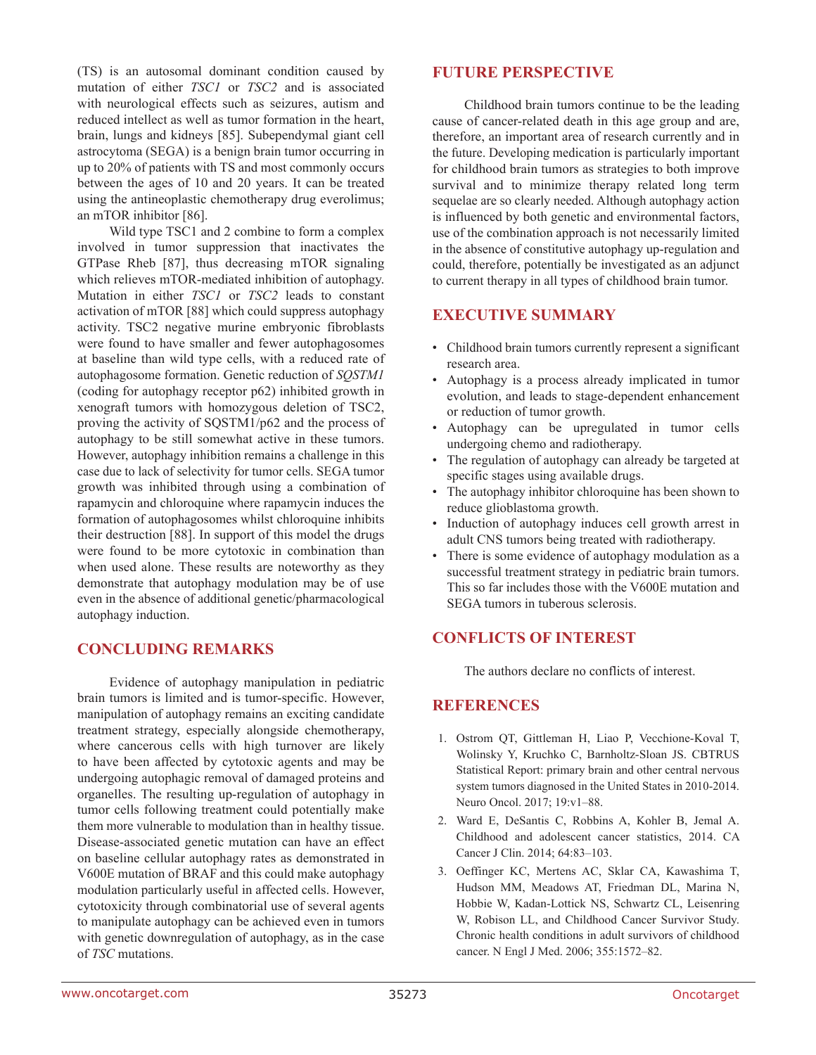(TS) is an autosomal dominant condition caused by mutation of either *TSC1* or *TSC2* and is associated with neurological effects such as seizures, autism and reduced intellect as well as tumor formation in the heart, brain, lungs and kidneys [85]. Subependymal giant cell astrocytoma (SEGA) is a benign brain tumor occurring in up to 20% of patients with TS and most commonly occurs between the ages of 10 and 20 years. It can be treated using the antineoplastic chemotherapy drug everolimus; an mTOR inhibitor [86].

Wild type TSC1 and 2 combine to form a complex involved in tumor suppression that inactivates the GTPase Rheb [87], thus decreasing mTOR signaling which relieves mTOR-mediated inhibition of autophagy. Mutation in either *TSC1* or *TSC2* leads to constant activation of mTOR [88] which could suppress autophagy activity. TSC2 negative murine embryonic fibroblasts were found to have smaller and fewer autophagosomes at baseline than wild type cells, with a reduced rate of autophagosome formation. Genetic reduction of *SQSTM1* (coding for autophagy receptor p62) inhibited growth in xenograft tumors with homozygous deletion of TSC2, proving the activity of SQSTM1/p62 and the process of autophagy to be still somewhat active in these tumors. However, autophagy inhibition remains a challenge in this case due to lack of selectivity for tumor cells. SEGA tumor growth was inhibited through using a combination of rapamycin and chloroquine where rapamycin induces the formation of autophagosomes whilst chloroquine inhibits their destruction [88]. In support of this model the drugs were found to be more cytotoxic in combination than when used alone. These results are noteworthy as they demonstrate that autophagy modulation may be of use even in the absence of additional genetic/pharmacological autophagy induction.

## CONCLUDING REMARKS

Evidence of autophagy manipulation in pediatric brain tumors is limited and is tumor-specific. However, manipulation of autophagy remains an exciting candidate treatment strategy, especially alongside chemotherapy, where cancerous cells with high turnover are likely to have been affected by cytotoxic agents and may be undergoing autophagic removal of damaged proteins and organelles. The resulting up-regulation of autophagy in tumor cells following treatment could potentially make them more vulnerable to modulation than in healthy tissue. Disease-associated genetic mutation can have an effect on baseline cellular autophagy rates as demonstrated in V600E mutation of BRAF and this could make autophagy modulation particularly useful in affected cells. However, cytotoxicity through combinatorial use of several agents to manipulate autophagy can be achieved even in tumors with genetic downregulation of autophagy, as in the case of *TSC* mutations.

## FUTURE PERSPECTIVE

Childhood brain tumors continue to be the leading cause of cancer-related death in this age group and are, therefore, an important area of research currently and in the future. Developing medication is particularly important for childhood brain tumors as strategies to both improve survival and to minimize therapy related long term sequelae are so clearly needed. Although autophagy action is influenced by both genetic and environmental factors, use of the combination approach is not necessarily limited in the absence of constitutive autophagy up-regulation and could, therefore, potentially be investigated as an adjunct to current therapy in all types of childhood brain tumor.

## EXECUTIVE SUMMARY

- Childhood brain tumors currently represent a significant research area.
- Autophagy is a process already implicated in tumor evolution, and leads to stage-dependent enhancement or reduction of tumor growth.
- Autophagy can be upregulated in tumor cells undergoing chemo and radiotherapy.
- The regulation of autophagy can already be targeted at specific stages using available drugs.
- The autophagy inhibitor chloroquine has been shown to reduce glioblastoma growth.
- Induction of autophagy induces cell growth arrest in adult CNS tumors being treated with radiotherapy.
- There is some evidence of autophagy modulation as a successful treatment strategy in pediatric brain tumors. This so far includes those with the V600E mutation and SEGA tumors in tuberous sclerosis.

## CONFLICTS OF INTEREST

The authors declare no conflicts of interest.

## REFERENCES

1. Ostrom QT, Gittleman H, Liao P, Vecchione-Koval T, Wolinsky Y, Kruchko C, Barnholtz-Sloan JS. CBTRUS Statistical Report: primary brain and other central nervous system tumors diagnosed in the United States in 2010-2014. Neuro Oncol. 2017; 19:v1–88.
2. Ward E, DeSantis C, Robbins A, Kohler B, Jemal A. Childhood and adolescent cancer statistics, 2014. CA Cancer J Clin. 2014; 64:83–103.
3. Oeffinger KC, Mertens AC, Sklar CA, Kawashima T, Hudson MM, Meadows AT, Friedman DL, Marina N, Hobbie W, Kadan-Lottick NS, Schwartz CL, Leisenring W, Robison LL, and Childhood Cancer Survivor Study. Chronic health conditions in adult survivors of childhood cancer. N Engl J Med. 2006; 355:1572–82.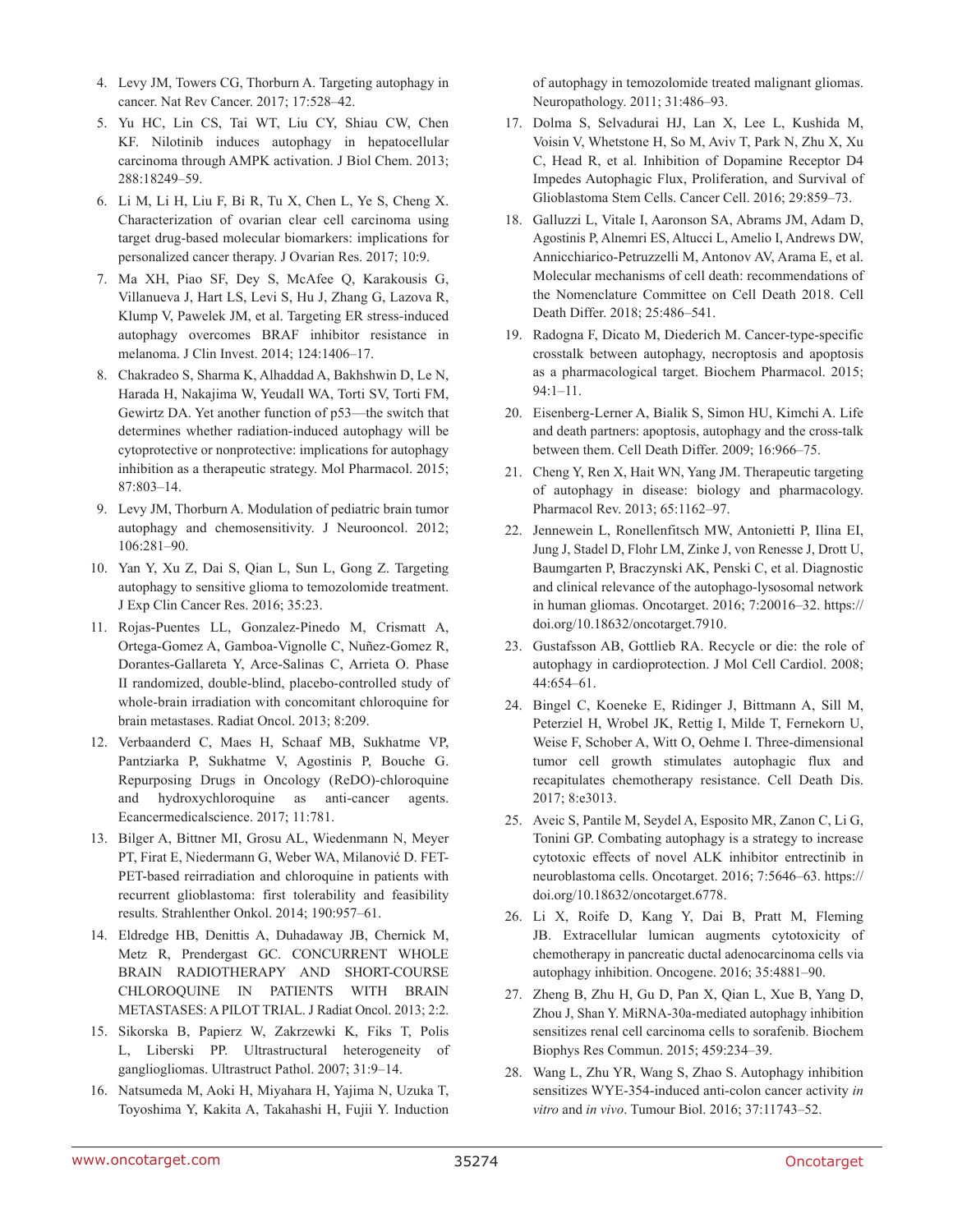4. Levy JM, Towers CG, Thorburn A. Targeting autophagy in cancer. Nat Rev Cancer. 2017; 17:528–42.
5. Yu HC, Lin CS, Tai WT, Liu CY, Shiau CW, Chen KF. Nilotinib induces autophagy in hepatocellular carcinoma through AMPK activation. J Biol Chem. 2013; 288:18249–59.
6. Li M, Li H, Liu F, Bi R, Tu X, Chen L, Ye S, Cheng X. Characterization of ovarian clear cell carcinoma using target drug-based molecular biomarkers: implications for personalized cancer therapy. J Ovarian Res. 2017; 10:9.
7. Ma XH, Piao SF, Dey S, McAfee Q, Karakousis G, Villanueva J, Hart LS, Levi S, Hu J, Zhang G, Lazova R, Klump V, Pawelek JM, et al. Targeting ER stress-induced autophagy overcomes BRAF inhibitor resistance in melanoma. J Clin Invest. 2014; 124:1406–17.
8. Chakradeo S, Sharma K, Alhaddad A, Bakhshwin D, Le N, Harada H, Nakajima W, Yeudall WA, Torti SV, Torti FM, Gewirtz DA. Yet another function of p53—the switch that determines whether radiation-induced autophagy will be cytoprotective or nonprotective: implications for autophagy inhibition as a therapeutic strategy. Mol Pharmacol. 2015; 87:803–14.
9. Levy JM, Thorburn A. Modulation of pediatric brain tumor autophagy and chemosensitivity. J Neurooncol. 2012; 106:281–90.
10. Yan Y, Xu Z, Dai S, Qian L, Sun L, Gong Z. Targeting autophagy to sensitive glioma to temozolomide treatment. J Exp Clin Cancer Res. 2016; 35:23.
11. Rojas-Puentes LL, Gonzalez-Pinedo M, Crismatt A, Ortega-Gomez A, Gamboa-Vignolle C, Nuñez-Gomez R, Dorantes-Gallareta Y, Arce-Salinas C, Arrieta O. Phase II randomized, double-blind, placebo-controlled study of whole-brain irradiation with concomitant chloroquine for brain metastases. Radiat Oncol. 2013; 8:209.
12. Verbaanderd C, Maes H, Schaaf MB, Sukhatme VP, Pantziarka P, Sukhatme V, Agostinis P, Bouche G. Repurposing Drugs in Oncology (ReDO)-chloroquine and hydroxychloroquine as anti-cancer agents. Ecancermedicalscience. 2017; 11:781.
13. Bilger A, Bittner MI, Grosu AL, Wiedenmann N, Meyer PT, Firat E, Niedermann G, Weber WA, Milanović D. FET-PET-based reirradiation and chloroquine in patients with recurrent glioblastoma: first tolerability and feasibility results. Strahlenther Onkol. 2014; 190:957–61.
14. Eldredge HB, Denittis A, Duhadaway JB, Chernick M, Metz R, Prendergast GC. CONCURRENT WHOLE BRAIN RADIOTHERAPY AND SHORT-COURSE CHLOROQUINE IN PATIENTS WITH BRAIN METASTASES: A PILOT TRIAL. J Radiat Oncol. 2013; 2:2.
15. Sikorska B, Papierz W, Zakrzewki K, Fiks T, Polis L, Liberski PP. Ultrastructural heterogeneity of gangliogliomas. Ultrastruct Pathol. 2007; 31:9–14.
16. Natsumeda M, Aoki H, Miyahara H, Yajima N, Uzuka T, Toyoshima Y, Kakita A, Takahashi H, Fujii Y. Induction of autophagy in temozolomide treated malignant gliomas. Neuropathology. 2011; 31:486–93.
17. Dolma S, Selvadurai HJ, Lan X, Lee L, Kushida M, Voisin V, Whetstone H, So M, Aviv T, Park N, Zhu X, Xu C, Head R, et al. Inhibition of Dopamine Receptor D4 Impedes Autophagic Flux, Proliferation, and Survival of Glioblastoma Stem Cells. Cancer Cell. 2016; 29:859–73.
18. Galluzzi L, Vitale I, Aaronson SA, Abrams JM, Adam D, Agostinis P, Alnemri ES, Altucci L, Amelio I, Andrews DW, Annicchiarico-Petruzzelli M, Antonov AV, Arama E, et al. Molecular mechanisms of cell death: recommendations of the Nomenclature Committee on Cell Death 2018. Cell Death Differ. 2018; 25:486–541.
19. Radogna F, Dicato M, Diederich M. Cancer-type-specific crosstalk between autophagy, necroptosis and apoptosis as a pharmacological target. Biochem Pharmacol. 2015; 94:1–11.
20. Eisenberg-Lerner A, Bialik S, Simon HU, Kimchi A. Life and death partners: apoptosis, autophagy and the cross-talk between them. Cell Death Differ. 2009; 16:966–75.
21. Cheng Y, Ren X, Hait WN, Yang JM. Therapeutic targeting of autophagy in disease: biology and pharmacology. Pharmacol Rev. 2013; 65:1162–97.
22. Jennewein L, Ronellenfitsch MW, Antonietti P, Ilina EI, Jung J, Stadel D, Flohr LM, Zinke J, von Renesse J, Drott U, Baumgarten P, Braczynski AK, Penski C, et al. Diagnostic and clinical relevance of the autophago-lysosomal network in human gliomas. Oncotarget. 2016; 7:20016–32. https://doi.org/10.18632/oncotarget.7910.
23. Gustafsson AB, Gottlieb RA. Recycle or die: the role of autophagy in cardioprotection. J Mol Cell Cardiol. 2008; 44:654–61.
24. Bingel C, Koeneke E, Ridinger J, Bittmann A, Sill M, Peterziel H, Wrobel JK, Rettig I, Milde T, Fernekorn U, Weise F, Schober A, Witt O, Oehme I. Three-dimensional tumor cell growth stimulates autophagic flux and recapitulates chemotherapy resistance. Cell Death Dis. 2017; 8:e3013.
25. Aveic S, Pantile M, Seydel A, Esposito MR, Zanon C, Li G, Tonini GP. Combating autophagy is a strategy to increase cytotoxic effects of novel ALK inhibitor entrectinib in neuroblastoma cells. Oncotarget. 2016; 7:5646–63. https://doi.org/10.18632/oncotarget.6778.
26. Li X, Roife D, Kang Y, Dai B, Pratt M, Fleming JB. Extracellular lumican augments cytotoxicity of chemotherapy in pancreatic ductal adenocarcinoma cells via autophagy inhibition. Oncogene. 2016; 35:4881–90.
27. Zheng B, Zhu H, Gu D, Pan X, Qian L, Xue B, Yang D, Zhou J, Shan Y. MiRNA-30a-mediated autophagy inhibition sensitizes renal cell carcinoma cells to sorafenib. Biochem Biophys Res Commun. 2015; 459:234–39.
28. Wang L, Zhu YR, Wang S, Zhao S. Autophagy inhibition sensitizes WYE-354-induced anti-colon cancer activity *in vitro* and *in vivo*. Tumour Biol. 2016; 37:11743–52.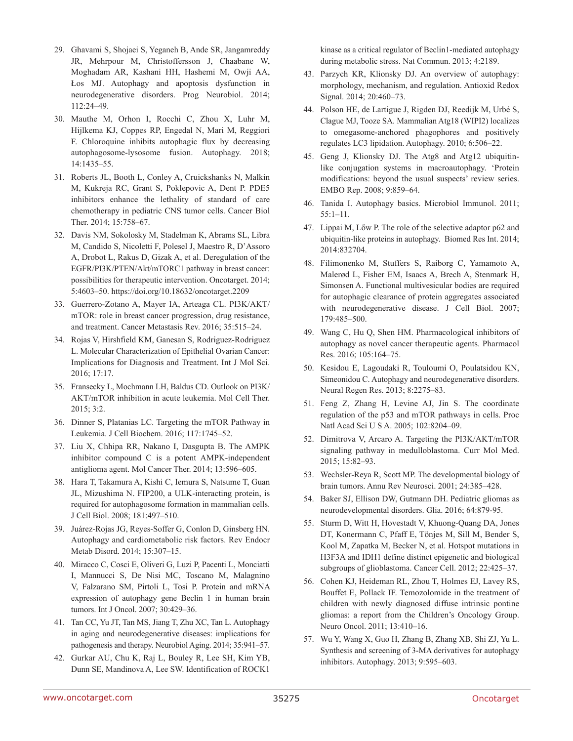29. Ghavami S, Shojaei S, Yeganeh B, Ande SR, Jangamreddy JR, Mehrpour M, Christoffersson J, Chaabane W, Moghadam AR, Kashani HH, Hashemi M, Owji AA, Łos MJ. Autophagy and apoptosis dysfunction in neurodegenerative disorders. Prog Neurobiol. 2014; 112:24–49.

30. Mauthe M, Orhon I, Rocchi C, Zhou X, Luhr M, Hijlkema KJ, Coppes RP, Engedal N, Mari M, Reggiori F. Chloroquine inhibits autophagic flux by decreasing autophagosome-lysosome fusion. Autophagy. 2018; 14:1435–55.

31. Roberts JL, Booth L, Conley A, Cruickshanks N, Malkin M, Kukreja RC, Grant S, Poklepovic A, Dent P. PDE5 inhibitors enhance the lethality of standard of care chemotherapy in pediatric CNS tumor cells. Cancer Biol Ther. 2014; 15:758–67.

32. Davis NM, Sokolosky M, Stadelman K, Abrams SL, Libra M, Candido S, Nicoletti F, Polesel J, Maestro R, D'Assoro A, Drobot L, Rakus D, Gizak A, et al. Deregulation of the EGFR/PI3K/PTEN/Akt/mTORC1 pathway in breast cancer: possibilities for therapeutic intervention. Oncotarget. 2014; 5:4603–50. https://doi.org/10.18632/oncotarget.2209

33. Guerrero-Zotano A, Mayer IA, Arteaga CL. PI3K/AKT/mTOR: role in breast cancer progression, drug resistance, and treatment. Cancer Metastasis Rev. 2016; 35:515–24.

34. Rojas V, Hirshfield KM, Ganesan S, Rodriguez-Rodriguez L. Molecular Characterization of Epithelial Ovarian Cancer: Implications for Diagnosis and Treatment. Int J Mol Sci. 2016; 17:17.

35. Fransecky L, Mochmann LH, Baldus CD. Outlook on PI3K/AKT/mTOR inhibition in acute leukemia. Mol Cell Ther. 2015; 3:2.

36. Dinner S, Platanias LC. Targeting the mTOR Pathway in Leukemia. J Cell Biochem. 2016; 117:1745–52.

37. Liu X, Chhipa RR, Nakano I, Dasgupta B. The AMPK inhibitor compound C is a potent AMPK-independent antiglioma agent. Mol Cancer Ther. 2014; 13:596–605.

38. Hara T, Takamura A, Kishi C, Iemura S, Natsume T, Guan JL, Mizushima N. FIP200, a ULK-interacting protein, is required for autophagosome formation in mammalian cells. J Cell Biol. 2008; 181:497–510.

39. Juárez-Rojas JG, Reyes-Soffer G, Conlon D, Ginsberg HN. Autophagy and cardiometabolic risk factors. Rev Endocr Metab Disord. 2014; 15:307–15.

40. Miracco C, Cosci E, Oliveri G, Luzi P, Pacenti L, Monciatti I, Mannucci S, De Nisi MC, Toscano M, Malagnino V, Falzarano SM, Pirtoli L, Tosi P. Protein and mRNA expression of autophagy gene Beclin 1 in human brain tumors. Int J Oncol. 2007; 30:429–36.

41. Tan CC, Yu JT, Tan MS, Jiang T, Zhu XC, Tan L. Autophagy in aging and neurodegenerative diseases: implications for pathogenesis and therapy. Neurobiol Aging. 2014; 35:941–57.

42. Gurkar AU, Chu K, Raj L, Bouley R, Lee SH, Kim YB, Dunn SE, Mandinova A, Lee SW. Identification of ROCK1 kinase as a critical regulator of Beclin1-mediated autophagy during metabolic stress. Nat Commun. 2013; 4:2189.

43. Parzych KR, Klionsky DJ. An overview of autophagy: morphology, mechanism, and regulation. Antioxid Redox Signal. 2014; 20:460–73.

44. Polson HE, de Lartigue J, Rigden DJ, Reedijk M, Urbé S, Clague MJ, Tooze SA. Mammalian Atg18 (WIPI2) localizes to omegasome-anchored phagophores and positively regulates LC3 lipidation. Autophagy. 2010; 6:506–22.

45. Geng J, Klionsky DJ. The Atg8 and Atg12 ubiquitin-like conjugation systems in macroautophagy. 'Protein modifications: beyond the usual suspects' review series. EMBO Rep. 2008; 9:859–64.

46. Tanida I. Autophagy basics. Microbiol Immunol. 2011; 55:1–11.

47. Lippai M, Lőw P. The role of the selective adaptor p62 and ubiquitin-like proteins in autophagy. Biomed Res Int. 2014; 2014:832704.

48. Filimonenko M, Stuffers S, Raiborg C, Yamamoto A, Malerød L, Fisher EM, Isaacs A, Brech A, Stenmark H, Simonsen A. Functional multivesicular bodies are required for autophagic clearance of protein aggregates associated with neurodegenerative disease. J Cell Biol. 2007; 179:485–500.

49. Wang C, Hu Q, Shen HM. Pharmacological inhibitors of autophagy as novel cancer therapeutic agents. Pharmacol Res. 2016; 105:164–75.

50. Kesidou E, Lagoudaki R, Touloumi O, Poulatsidou KN, Simeonidou C. Autophagy and neurodegenerative disorders. Neural Regen Res. 2013; 8:2275–83.

51. Feng Z, Zhang H, Levine AJ, Jin S. The coordinate regulation of the p53 and mTOR pathways in cells. Proc Natl Acad Sci U S A. 2005; 102:8204–09.

52. Dimitrova V, Arcaro A. Targeting the PI3K/AKT/mTOR signaling pathway in medulloblastoma. Curr Mol Med. 2015; 15:82–93.

53. Wechsler-Reya R, Scott MP. The developmental biology of brain tumors. Annu Rev Neurosci. 2001; 24:385–428.

54. Baker SJ, Ellison DW, Gutmann DH. Pediatric gliomas as neurodevelopmental disorders. Glia. 2016; 64:879-95.

55. Sturm D, Witt H, Hovestadt V, Khuong-Quang DA, Jones DT, Konermann C, Pfaff E, Tönjes M, Sill M, Bender S, Kool M, Zapatka M, Becker N, et al. Hotspot mutations in H3F3A and IDH1 define distinct epigenetic and biological subgroups of glioblastoma. Cancer Cell. 2012; 22:425–37.

56. Cohen KJ, Heideman RL, Zhou T, Holmes EJ, Lavey RS, Bouffet E, Pollack IF. Temozolomide in the treatment of children with newly diagnosed diffuse intrinsic pontine gliomas: a report from the Children's Oncology Group. Neuro Oncol. 2011; 13:410–16.

57. Wu Y, Wang X, Guo H, Zhang B, Zhang XB, Shi ZJ, Yu L. Synthesis and screening of 3-MA derivatives for autophagy inhibitors. Autophagy. 2013; 9:595–603.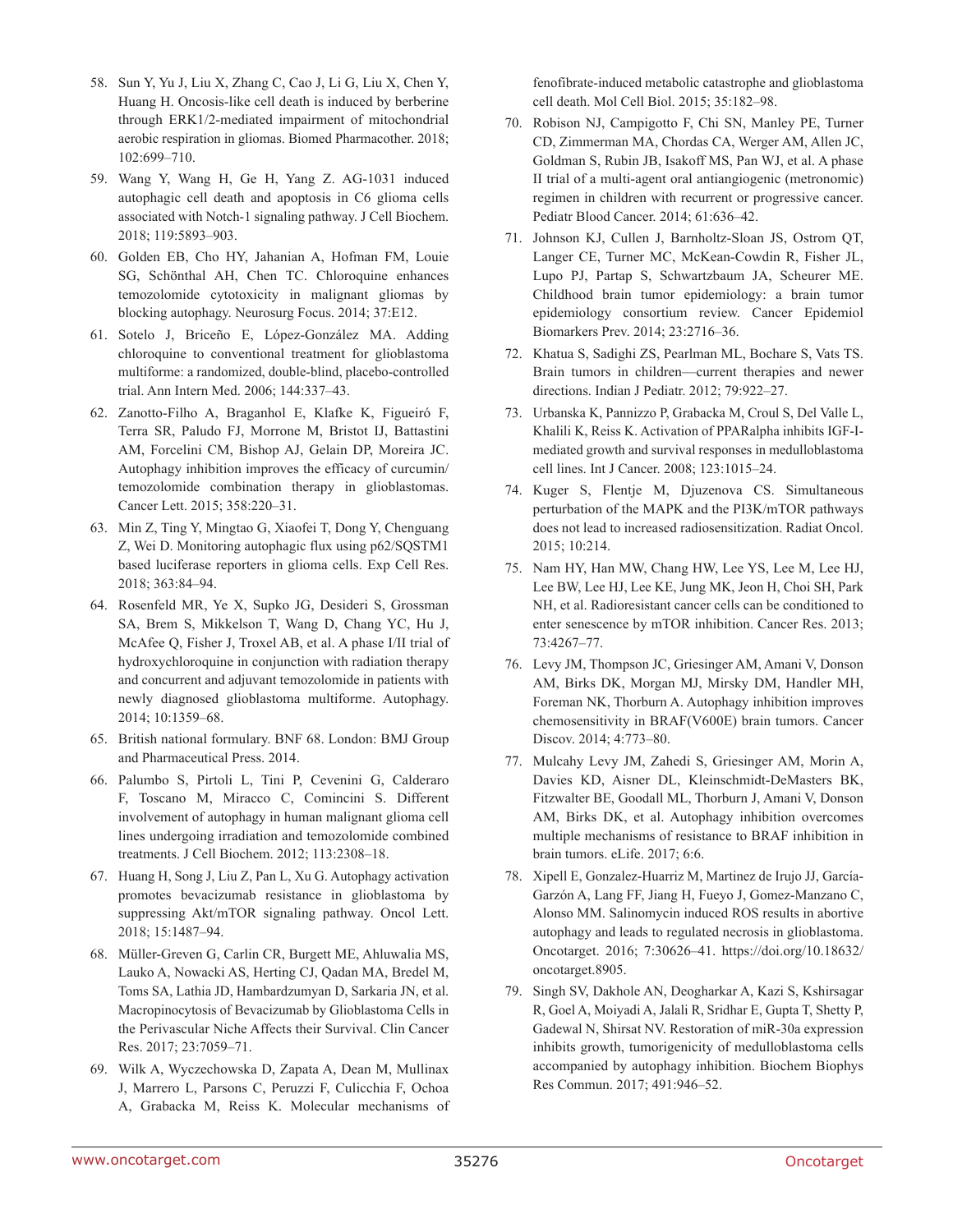58. Sun Y, Yu J, Liu X, Zhang C, Cao J, Li G, Liu X, Chen Y, Huang H. Oncosis-like cell death is induced by berberine through ERK1/2-mediated impairment of mitochondrial aerobic respiration in gliomas. Biomed Pharmacother. 2018; 102:699–710.
59. Wang Y, Wang H, Ge H, Yang Z. AG-1031 induced autophagic cell death and apoptosis in C6 glioma cells associated with Notch-1 signaling pathway. J Cell Biochem. 2018; 119:5893–903.
60. Golden EB, Cho HY, Jahanian A, Hofman FM, Louie SG, Schönthal AH, Chen TC. Chloroquine enhances temozolomide cytotoxicity in malignant gliomas by blocking autophagy. Neurosurg Focus. 2014; 37:E12.
61. Sotelo J, Briceño E, López-González MA. Adding chloroquine to conventional treatment for glioblastoma multiforme: a randomized, double-blind, placebo-controlled trial. Ann Intern Med. 2006; 144:337–43.
62. Zanotto-Filho A, Braganhol E, Klafke K, Figueiró F, Terra SR, Paludo FJ, Morrone M, Bristot IJ, Battastini AM, Forcelini CM, Bishop AJ, Gelain DP, Moreira JC. Autophagy inhibition improves the efficacy of curcumin/temozolomide combination therapy in glioblastomas. Cancer Lett. 2015; 358:220–31.
63. Min Z, Ting Y, Mingtao G, Xiaofei T, Dong Y, Chenguang Z, Wei D. Monitoring autophagic flux using p62/SQSTM1 based luciferase reporters in glioma cells. Exp Cell Res. 2018; 363:84–94.
64. Rosenfeld MR, Ye X, Supko JG, Desideri S, Grossman SA, Brem S, Mikkelson T, Wang D, Chang YC, Hu J, McAfee Q, Fisher J, Troxel AB, et al. A phase I/II trial of hydroxychloroquine in conjunction with radiation therapy and concurrent and adjuvant temozolomide in patients with newly diagnosed glioblastoma multiforme. Autophagy. 2014; 10:1359–68.
65. British national formulary. BNF 68. London: BMJ Group and Pharmaceutical Press. 2014.
66. Palumbo S, Pirtoli L, Tini P, Cevenini G, Calderaro F, Toscano M, Miracco C, Comincini S. Different involvement of autophagy in human malignant glioma cell lines undergoing irradiation and temozolomide combined treatments. J Cell Biochem. 2012; 113:2308–18.
67. Huang H, Song J, Liu Z, Pan L, Xu G. Autophagy activation promotes bevacizumab resistance in glioblastoma by suppressing Akt/mTOR signaling pathway. Oncol Lett. 2018; 15:1487–94.
68. Müller-Greven G, Carlin CR, Burgett ME, Ahluwalia MS, Lauko A, Nowacki AS, Herting CJ, Qadan MA, Bredel M, Toms SA, Lathia JD, Hambardzumyan D, Sarkaria JN, et al. Macropinocytosis of Bevacizumab by Glioblastoma Cells in the Perivascular Niche Affects their Survival. Clin Cancer Res. 2017; 23:7059–71.
69. Wilk A, Wyczechowska D, Zapata A, Dean M, Mullinax J, Marrero L, Parsons C, Peruzzi F, Culicchia F, Ochoa A, Grabacka M, Reiss K. Molecular mechanisms of fenofibrate-induced metabolic catastrophe and glioblastoma cell death. Mol Cell Biol. 2015; 35:182–98.
70. Robison NJ, Campigotto F, Chi SN, Manley PE, Turner CD, Zimmerman MA, Chordas CA, Werger AM, Allen JC, Goldman S, Rubin JB, Isakoff MS, Pan WJ, et al. A phase II trial of a multi-agent oral antiangiogenic (metronomic) regimen in children with recurrent or progressive cancer. Pediatr Blood Cancer. 2014; 61:636–42.
71. Johnson KJ, Cullen J, Barnholtz-Sloan JS, Ostrom QT, Langer CE, Turner MC, McKean-Cowdin R, Fisher JL, Lupo PJ, Partap S, Schwartzbaum JA, Scheurer ME. Childhood brain tumor epidemiology: a brain tumor epidemiology consortium review. Cancer Epidemiol Biomarkers Prev. 2014; 23:2716–36.
72. Khatua S, Sadighi ZS, Pearlman ML, Bochare S, Vats TS. Brain tumors in children—current therapies and newer directions. Indian J Pediatr. 2012; 79:922–27.
73. Urbanska K, Pannizzo P, Grabacka M, Croul S, Del Valle L, Khalili K, Reiss K. Activation of PPARalpha inhibits IGF-I-mediated growth and survival responses in medulloblastoma cell lines. Int J Cancer. 2008; 123:1015–24.
74. Kuger S, Flentje M, Djuzenova CS. Simultaneous perturbation of the MAPK and the PI3K/mTOR pathways does not lead to increased radiosensitization. Radiat Oncol. 2015; 10:214.
75. Nam HY, Han MW, Chang HW, Lee YS, Lee M, Lee HJ, Lee BW, Lee HJ, Lee KE, Jung MK, Jeon H, Choi SH, Park NH, et al. Radioresistant cancer cells can be conditioned to enter senescence by mTOR inhibition. Cancer Res. 2013; 73:4267–77.
76. Levy JM, Thompson JC, Griesinger AM, Amani V, Donson AM, Birks DK, Morgan MJ, Mirsky DM, Handler MH, Foreman NK, Thorburn A. Autophagy inhibition improves chemosensitivity in BRAF(V600E) brain tumors. Cancer Discov. 2014; 4:773–80.
77. Mulcahy Levy JM, Zahedi S, Griesinger AM, Morin A, Davies KD, Aisner DL, Kleinschmidt-DeMasters BK, Fitzwalter BE, Goodall ML, Thorburn J, Amani V, Donson AM, Birks DK, et al. Autophagy inhibition overcomes multiple mechanisms of resistance to BRAF inhibition in brain tumors. eLife. 2017; 6:6.
78. Xipell E, Gonzalez-Huarriz M, Martinez de Irujo JJ, García-Garzón A, Lang FF, Jiang H, Fueyo J, Gomez-Manzano C, Alonso MM. Salinomycin induced ROS results in abortive autophagy and leads to regulated necrosis in glioblastoma. Oncotarget. 2016; 7:30626–41. https://doi.org/10.18632/oncotarget.8905.
79. Singh SV, Dakhole AN, Deogharkar A, Kazi S, Kshirsagar R, Goel A, Moiyadi A, Jalali R, Sridhar E, Gupta T, Shetty P, Gadewal N, Shirsat NV. Restoration of miR-30a expression inhibits growth, tumorigenicity of medulloblastoma cells accompanied by autophagy inhibition. Biochem Biophys Res Commun. 2017; 491:946–52.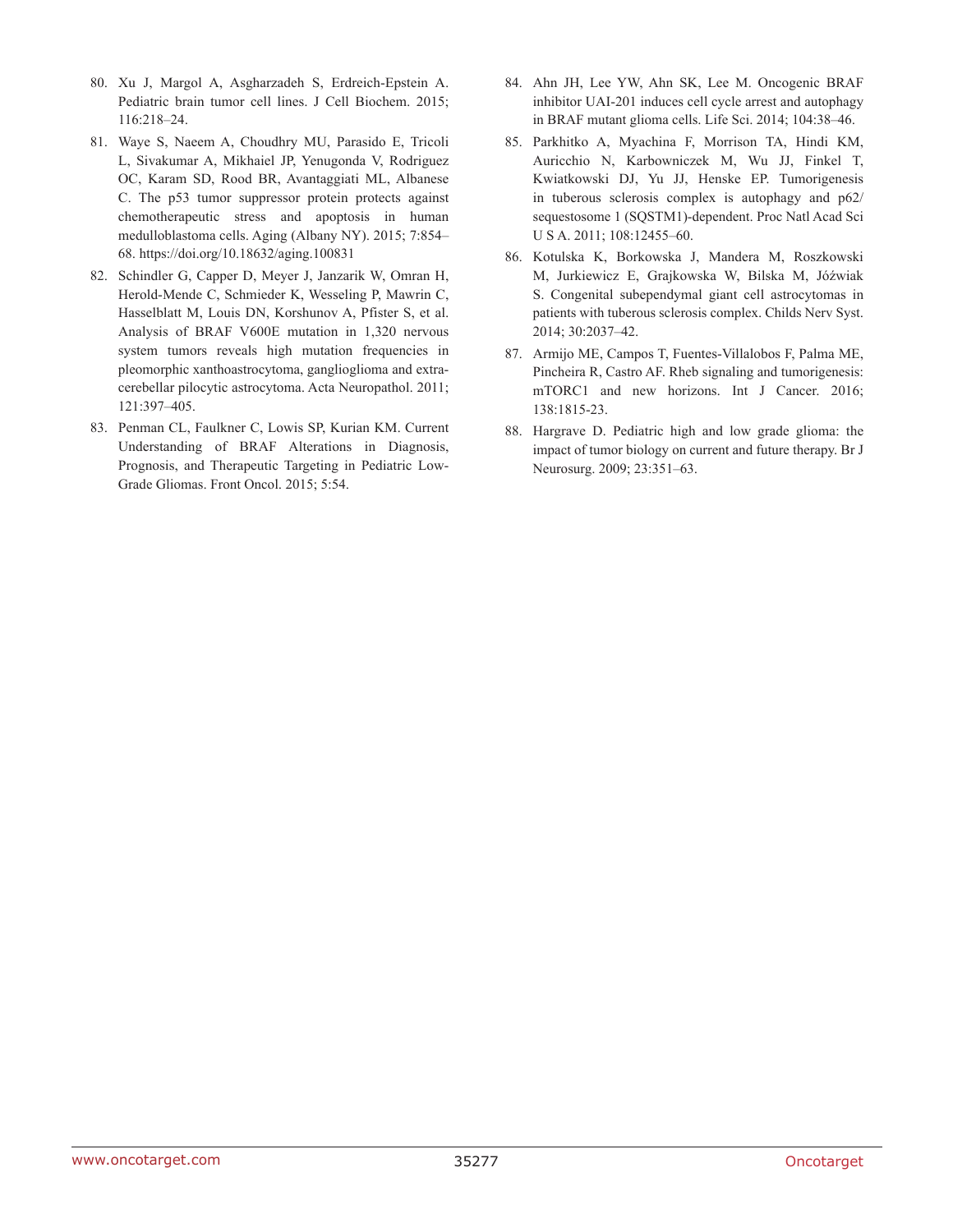80. Xu J, Margol A, Asgharzadeh S, Erdreich-Epstein A. Pediatric brain tumor cell lines. J Cell Biochem. 2015; 116:218–24.

81. Waye S, Naeem A, Choudhry MU, Parasido E, Tricoli L, Sivakumar A, Mikhaiel JP, Yenugonda V, Rodriguez OC, Karam SD, Rood BR, Avantaggiati ML, Albanese C. The p53 tumor suppressor protein protects against chemotherapeutic stress and apoptosis in human medulloblastoma cells. Aging (Albany NY). 2015; 7:854–68. https://doi.org/10.18632/aging.100831

82. Schindler G, Capper D, Meyer J, Janzarik W, Omran H, Herold-Mende C, Schmieder K, Wesseling P, Mawrin C, Hasselblatt M, Louis DN, Korshunov A, Pfister S, et al. Analysis of BRAF V600E mutation in 1,320 nervous system tumors reveals high mutation frequencies in pleomorphic xanthoastrocytoma, ganglioglioma and extra-cerebellar pilocytic astrocytoma. Acta Neuropathol. 2011; 121:397–405.

83. Penman CL, Faulkner C, Lowis SP, Kurian KM. Current Understanding of BRAF Alterations in Diagnosis, Prognosis, and Therapeutic Targeting in Pediatric Low-Grade Gliomas. Front Oncol. 2015; 5:54.

84. Ahn JH, Lee YW, Ahn SK, Lee M. Oncogenic BRAF inhibitor UAI-201 induces cell cycle arrest and autophagy in BRAF mutant glioma cells. Life Sci. 2014; 104:38–46.

85. Parkhitko A, Myachina F, Morrison TA, Hindi KM, Auricchio N, Karbowniczek M, Wu JJ, Finkel T, Kwiatkowski DJ, Yu JJ, Henske EP. Tumorigenesis in tuberous sclerosis complex is autophagy and p62/sequestosome 1 (SQSTM1)-dependent. Proc Natl Acad Sci U S A. 2011; 108:12455–60.

86. Kotulska K, Borkowska J, Mandera M, Roszkowski M, Jurkiewicz E, Grajkowska W, Bilska M, Jóźwiak S. Congenital subependymal giant cell astrocytomas in patients with tuberous sclerosis complex. Childs Nerv Syst. 2014; 30:2037–42.

87. Armijo ME, Campos T, Fuentes-Villalobos F, Palma ME, Pincheira R, Castro AF. Rheb signaling and tumorigenesis: mTORC1 and new horizons. Int J Cancer. 2016; 138:1815-23.

88. Hargrave D. Pediatric high and low grade glioma: the impact of tumor biology on current and future therapy. Br J Neurosurg. 2009; 23:351–63.